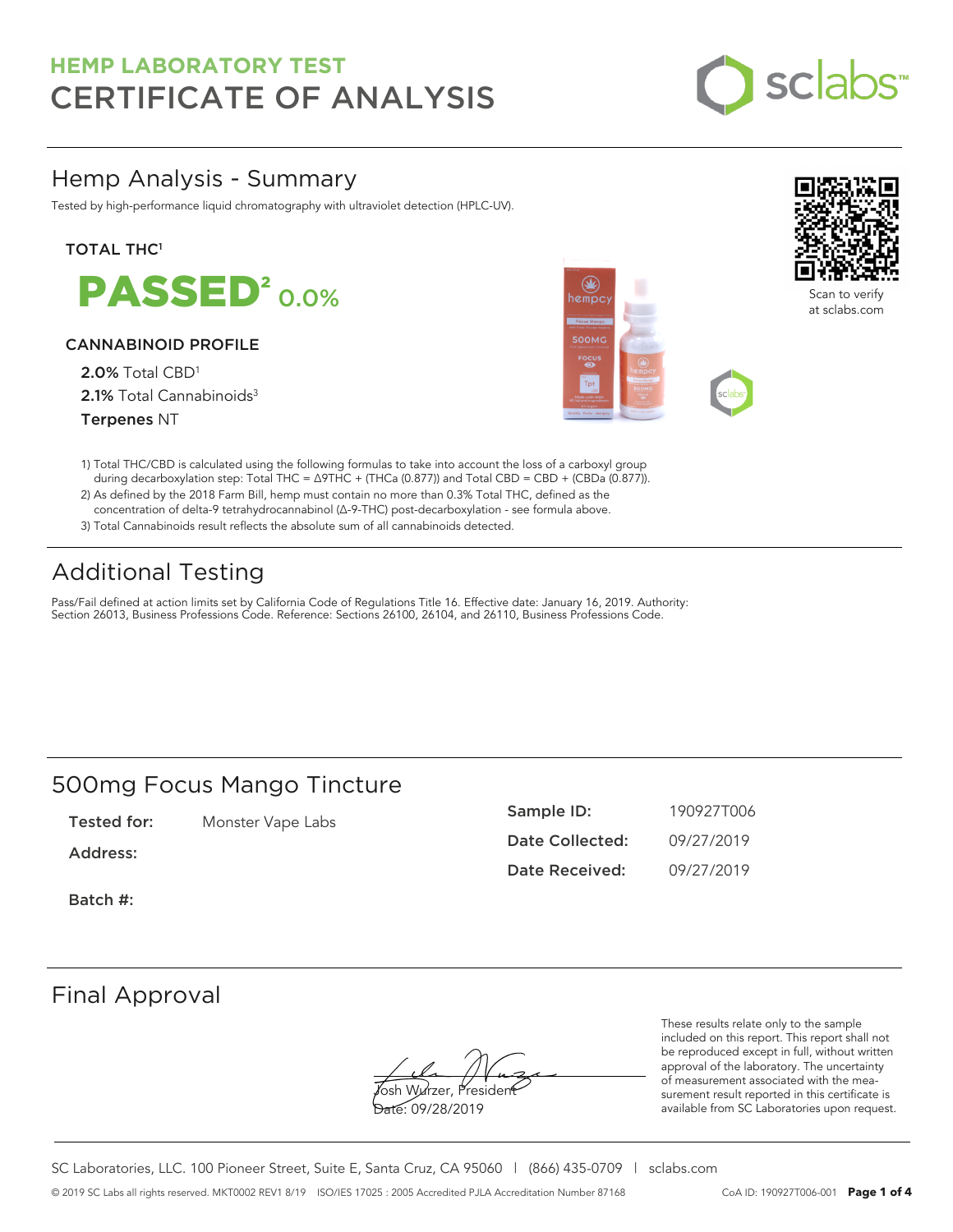# HEMP LABORATORY TEST
# CERTIFICATE OF ANALYSIS

## Hemp Analysis - Summary

Tested by high-performance liquid chromatography with ultraviolet detection (HPLC-UV).

Scan to verify at sclabs.com

### TOTAL THC[1]

**PASSED[2]** 0.0%

### CANNABINOID PROFILE

**2.0%** Total CBD[1]

**2.1%** Total Cannabinoids[3]

**Terpenes** NT

1) Total THC/CBD is calculated using the following formulas to take into account the loss of a carboxyl group during decarboxylation step: Total THC = Δ9THC + (THCa (0.877)) and Total CBD = CBD + (CBDa (0.877)).
2) As defined by the 2018 Farm Bill, hemp must contain no more than 0.3% Total THC, defined as the concentration of delta-9 tetrahydrocannabinol (Δ-9-THC) post-decarboxylation - see formula above.
3) Total Cannabinoids result reflects the absolute sum of all cannabinoids detected.

## Additional Testing

Pass/Fail defined at action limits set by California Code of Regulations Title 16. Effective date: January 16, 2019. Authority: Section 26013, Business Professions Code. Reference: Sections 26100, 26104, and 26110, Business Professions Code.

## 500mg Focus Mango Tincture

**Tested for:** Monster Vape Labs

**Address:**

**Batch #:**

**Sample ID:** 190927T006

**Date Collected:** 09/27/2019

**Date Received:** 09/27/2019

## Final Approval

Josh Wurzer, President

Date: 09/28/2019

These results relate only to the sample included on this report. This report shall not be reproduced except in full, without written approval of the laboratory. The uncertainty of measurement associated with the measurement result reported in this certificate is available from SC Laboratories upon request.

SC Laboratories, LLC. 100 Pioneer Street, Suite E, Santa Cruz, CA 95060 | (866) 435-0709 | sclabs.com

© 2019 SC Labs all rights reserved. MKT0002 REV1 8/19 ISO/IES 17025 : 2005 Accredited PJLA Accreditation Number 87168 CoA ID: 190927T006-001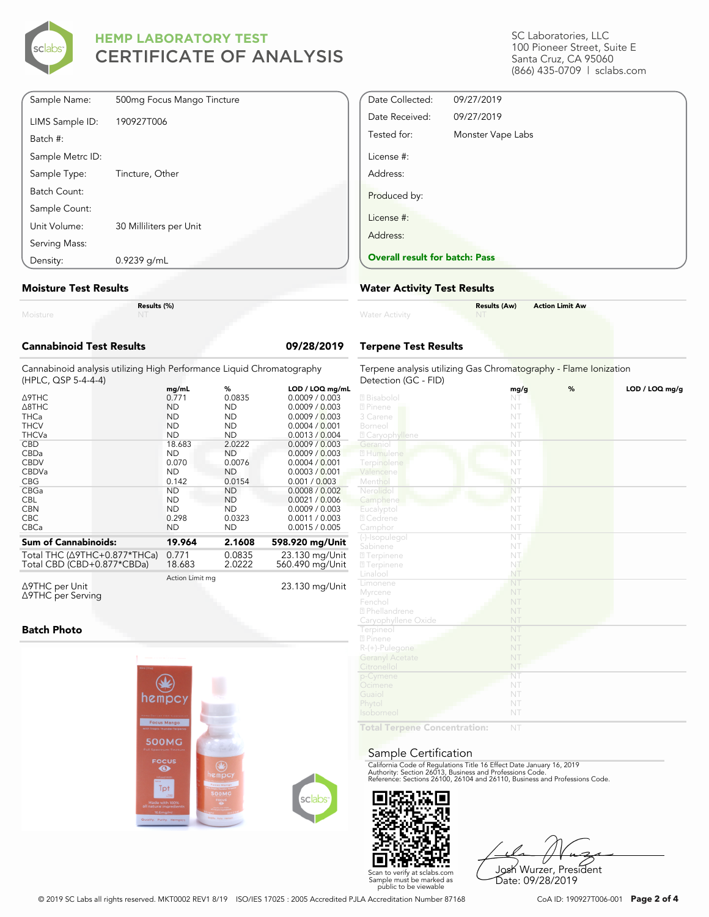# HEMP LABORATORY TEST
## CERTIFICATE OF ANALYSIS

SC Laboratories, LLC
100 Pioneer Street, Suite E
Santa Cruz, CA 95060
(866) 435-0709 | sclabs.com

| | |
|---|---|
| Sample Name: | 500mg Focus Mango Tincture |
| LIMS Sample ID: | 190927T006 |
| Batch #: | |
| Sample Metrc ID: | |
| Sample Type: | Tincture, Other |
| Batch Count: | |
| Sample Count: | |
| Unit Volume: | 30 Milliliters per Unit |
| Serving Mass: | |
| Density: | 0.9239 g/mL |

| | |
|---|---|
| Date Collected: | 09/27/2019 |
| Date Received: | 09/27/2019 |
| Tested for: | Monster Vape Labs |
| License #: | |
| Address: | |
| Produced by: | |
| License #: | |
| Address: | |

**Overall result for batch: Pass**

### Moisture Test Results

| | Results (%) |
|---|---|
| Moisture | NT |

### Water Activity Test Results

| | Results (Aw) | Action Limit Aw |
|---|---|---|
| Water Activity | NT | |

### Cannabinoid Test Results — 09/28/2019

Cannabinoid analysis utilizing High Performance Liquid Chromatography (HPLC, QSP 5-4-4-4)

| | mg/mL | % | LOD / LOQ mg/mL |
|---|---|---|---|
| Δ9THC | 0.771 | 0.0835 | 0.0009 / 0.003 |
| Δ8THC | ND | ND | 0.0009 / 0.003 |
| THCa | ND | ND | 0.0009 / 0.003 |
| THCV | ND | ND | 0.0004 / 0.001 |
| THCVa | ND | ND | 0.0013 / 0.004 |
| CBD | 18.683 | 2.0222 | 0.0009 / 0.003 |
| CBDa | ND | ND | 0.0009 / 0.003 |
| CBDV | 0.070 | 0.0076 | 0.0004 / 0.001 |
| CBDVa | ND | ND | 0.0003 / 0.001 |
| CBG | 0.142 | 0.0154 | 0.001 / 0.003 |
| CBGa | ND | ND | 0.0008 / 0.002 |
| CBL | ND | ND | 0.0021 / 0.006 |
| CBN | ND | ND | 0.0009 / 0.003 |
| CBC | 0.298 | 0.0323 | 0.0011 / 0.003 |
| CBCa | ND | ND | 0.0015 / 0.005 |
| **Sum of Cannabinoids:** | **19.964** | **2.1608** | **598.920 mg/Unit** |
| Total THC (Δ9THC+0.877*THCa) | 0.771 | 0.0835 | 23.130 mg/Unit |
| Total CBD (CBD+0.877*CBDa) | 18.683 | 2.0222 | 560.490 mg/Unit |

| | Action Limit mg | |
|---|---|---|
| Δ9THC per Unit | | 23.130 mg/Unit |
| Δ9THC per Serving | | |

### Terpene Test Results

Terpene analysis utilizing Gas Chromatography - Flame Ionization Detection (GC - FID)

| | mg/g | % | LOD / LOQ mg/g |
|---|---|---|---|
| Bisabolol | NT | | |
| Pinene | NT | | |
| 3 Carene | NT | | |
| Borneol | NT | | |
| Caryophyllene | NT | | |
| Geraniol | NT | | |
| Humulene | NT | | |
| Terpinolene | NT | | |
| Valencene | NT | | |
| Menthol | NT | | |
| Nerolidol | NT | | |
| Camphene | NT | | |
| Eucalyptol | NT | | |
| Cedrene | NT | | |
| Camphor | NT | | |
| (-)-Isopulegol | NT | | |
| Sabinene | NT | | |
| Terpinene | NT | | |
| Terpinene | NT | | |
| Linalool | NT | | |
| Limonene | NT | | |
| Myrcene | NT | | |
| Fenchol | NT | | |
| Phellandrene | NT | | |
| Caryophyllene Oxide | NT | | |
| Terpineol | NT | | |
| Pinene | NT | | |
| R-(+)-Pulegone | NT | | |
| Geranyl Acetate | NT | | |
| Citronellol | NT | | |
| p-Cymene | NT | | |
| Ocimene | NT | | |
| Guaiol | NT | | |
| Phytol | NT | | |
| Isoborneol | NT | | |
| **Total Terpene Concentration:** | NT | | |

### Batch Photo

### Sample Certification

California Code of Regulations Title 16 Effect Date January 16, 2019
Authority: Section 26013, Business and Professions Code.
Reference: Sections 26100, 26104 and 26110, Business and Professions Code.

Scan to verify at sclabs.com
Sample must be marked as public to be viewable

Josh Wurzer, President
Date: 09/28/2019

© 2019 SC Labs all rights reserved. MKT0002 REV1 8/19 ISO/IES 17025 : 2005 Accredited PJLA Accreditation Number 87168

CoA ID: 190927T006-001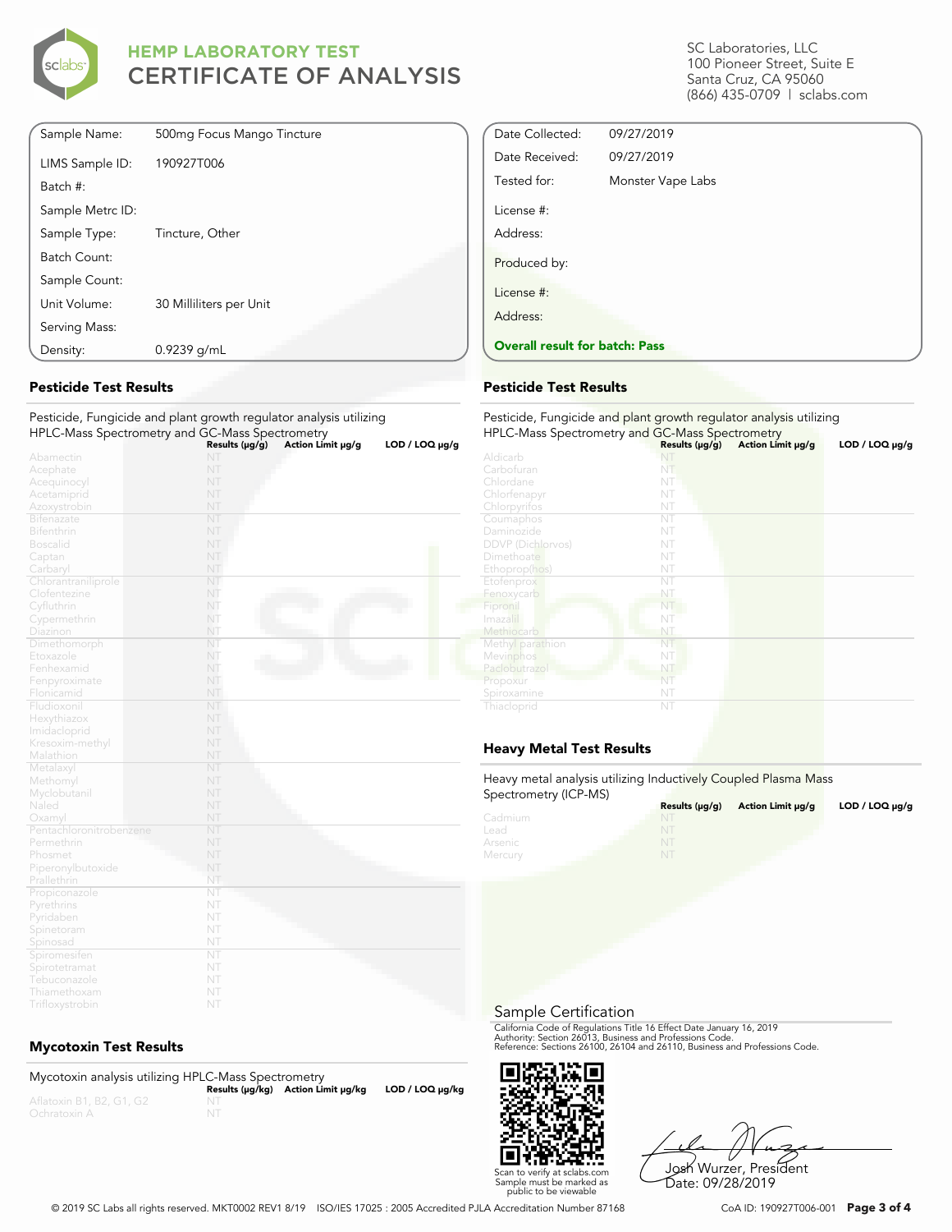# HEMP LABORATORY TEST
# CERTIFICATE OF ANALYSIS

SC Laboratories, LLC
100 Pioneer Street, Suite E
Santa Cruz, CA 95060
(866) 435-0709 | sclabs.com

| | |
|---|---|
| Sample Name: | 500mg Focus Mango Tincture |
| LIMS Sample ID: | 190927T006 |
| Batch #: | |
| Sample Metrc ID: | |
| Sample Type: | Tincture, Other |
| Batch Count: | |
| Sample Count: | |
| Unit Volume: | 30 Milliliters per Unit |
| Serving Mass: | |
| Density: | 0.9239 g/mL |

| | |
|---|---|
| Date Collected: | 09/27/2019 |
| Date Received: | 09/27/2019 |
| Tested for: | Monster Vape Labs |
| License #: | |
| Address: | |
| Produced by: | |
| License #: | |
| Address: | |

**Overall result for batch: Pass**

## Pesticide Test Results

Pesticide, Fungicide and plant growth regulator analysis utilizing HPLC-Mass Spectrometry and GC-Mass Spectrometry

| | Results (μg/g) | Action Limit μg/g | LOD / LOQ μg/g |
|---|---|---|---|
| Abamectin | NT | | |
| Acephate | NT | | |
| Acequinocyl | NT | | |
| Acetamiprid | NT | | |
| Azoxystrobin | NT | | |
| Bifenazate | NT | | |
| Bifenthrin | NT | | |
| Boscalid | NT | | |
| Captan | NT | | |
| Carbaryl | NT | | |
| Chlorantraniliprole | NT | | |
| Clofentezine | NT | | |
| Cyfluthrin | NT | | |
| Cypermethrin | NT | | |
| Diazinon | NT | | |
| Dimethomorph | NT | | |
| Etoxazole | NT | | |
| Fenhexamid | NT | | |
| Fenpyroximate | NT | | |
| Flonicamid | NT | | |
| Fludioxonil | NT | | |
| Hexythiazox | NT | | |
| Imidacloprid | NT | | |
| Kresoxim-methyl | NT | | |
| Malathion | NT | | |
| Metalaxyl | NT | | |
| Methomyl | NT | | |
| Myclobutanil | NT | | |
| Naled | NT | | |
| Oxamyl | NT | | |
| Pentachloronitrobenzene | NT | | |
| Permethrin | NT | | |
| Phosmet | NT | | |
| Piperonylbutoxide | NT | | |
| Prallethrin | NT | | |
| Propiconazole | NT | | |
| Pyrethrins | NT | | |
| Pyridaben | NT | | |
| Spinetoram | NT | | |
| Spinosad | NT | | |
| Spiromesifen | NT | | |
| Spirotetramat | NT | | |
| Tebuconazole | NT | | |
| Thiamethoxam | NT | | |
| Trifloxystrobin | NT | | |

## Pesticide Test Results

Pesticide, Fungicide and plant growth regulator analysis utilizing HPLC-Mass Spectrometry and GC-Mass Spectrometry

| | Results (μg/g) | Action Limit μg/g | LOD / LOQ μg/g |
|---|---|---|---|
| Aldicarb | NT | | |
| Carbofuran | NT | | |
| Chlordane | NT | | |
| Chlorfenapyr | NT | | |
| Chlorpyrifos | NT | | |
| Coumaphos | NT | | |
| Daminozide | NT | | |
| DDVP (Dichlorvos) | NT | | |
| Dimethoate | NT | | |
| Ethoprop(hos) | NT | | |
| Etofenprox | NT | | |
| Fenoxycarb | NT | | |
| Fipronil | NT | | |
| Imazalil | NT | | |
| Methiocarb | NT | | |
| Methyl parathion | NT | | |
| Mevinphos | NT | | |
| Paclobutrazol | NT | | |
| Propoxur | NT | | |
| Spiroxamine | NT | | |
| Thiacloprid | NT | | |

## Heavy Metal Test Results

Heavy metal analysis utilizing Inductively Coupled Plasma Mass Spectrometry (ICP-MS)

| | Results (μg/g) | Action Limit μg/g | LOD / LOQ μg/g |
|---|---|---|---|
| Cadmium | NT | | |
| Lead | NT | | |
| Arsenic | NT | | |
| Mercury | NT | | |

## Mycotoxin Test Results

Mycotoxin analysis utilizing HPLC-Mass Spectrometry

| | Results (μg/kg) | Action Limit μg/kg | LOD / LOQ μg/kg |
|---|---|---|---|
| Aflatoxin B1, B2, G1, G2 | NT | | |
| Ochratoxin A | NT | | |

## Sample Certification

California Code of Regulations Title 16 Effect Date January 16, 2019
Authority: Section 26013, Business and Professions Code.
Reference: Sections 26100, 26104 and 26110, Business and Professions Code.

Scan to verify at sclabs.com
Sample must be marked as public to be viewable

Josh Wurzer, President
Date: 09/28/2019

© 2019 SC Labs all rights reserved. MKT0002 REV1 8/19 ISO/IES 17025 : 2005 Accredited PJLA Accreditation Number 87168

CoA ID: 190927T006-001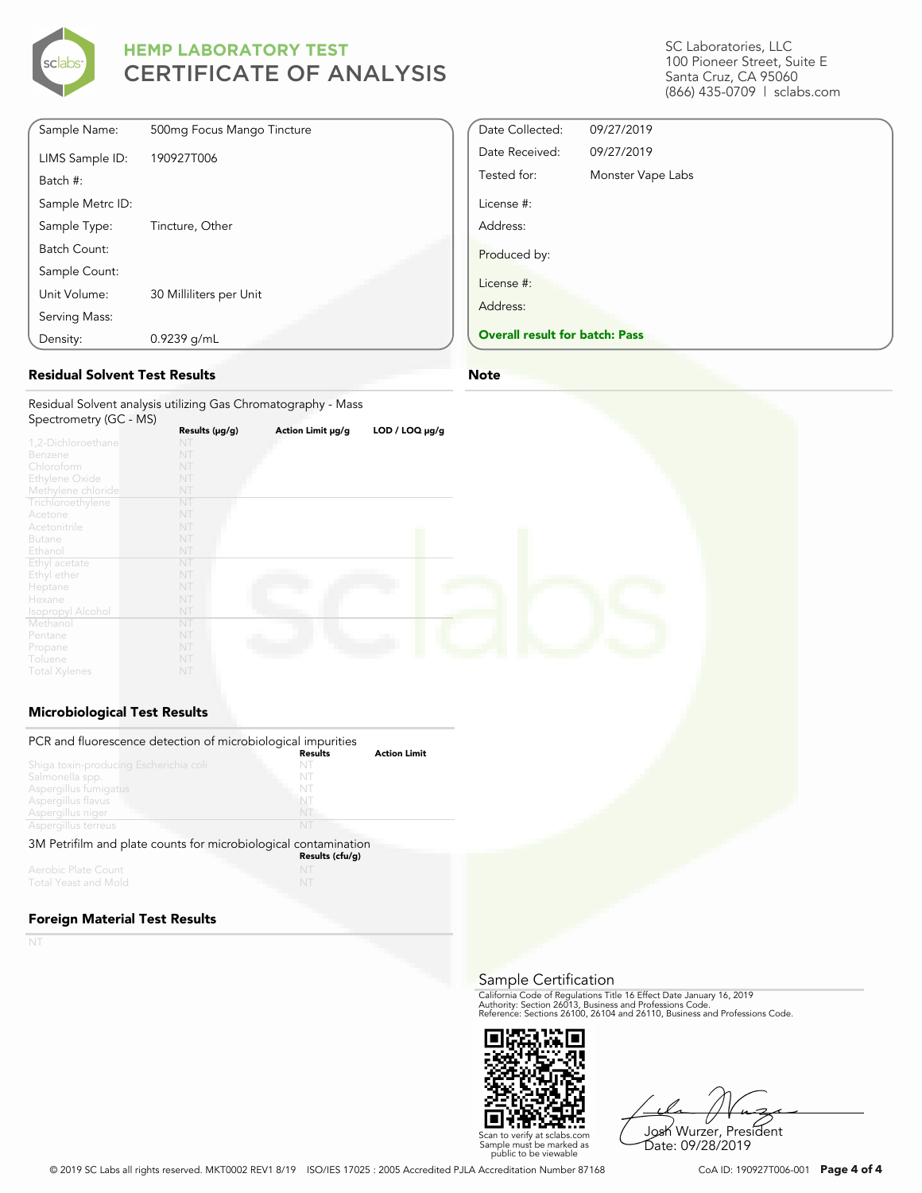# HEMP LABORATORY TEST
# CERTIFICATE OF ANALYSIS

SC Laboratories, LLC
100 Pioneer Street, Suite E
Santa Cruz, CA 95060
(866) 435-0709 | sclabs.com

| | |
|---|---|
| Sample Name: | 500mg Focus Mango Tincture |
| LIMS Sample ID: | 190927T006 |
| Batch #: | |
| Sample Metrc ID: | |
| Sample Type: | Tincture, Other |
| Batch Count: | |
| Sample Count: | |
| Unit Volume: | 30 Milliliters per Unit |
| Serving Mass: | |
| Density: | 0.9239 g/mL |

| | |
|---|---|
| Date Collected: | 09/27/2019 |
| Date Received: | 09/27/2019 |
| Tested for: | Monster Vape Labs |
| License #: | |
| Address: | |
| Produced by: | |
| License #: | |
| Address: | |

**Overall result for batch: Pass**

## Residual Solvent Test Results

Residual Solvent analysis utilizing Gas Chromatography - Mass Spectrometry (GC - MS)

| | Results (µg/g) | Action Limit µg/g | LOD / LOQ µg/g |
|---|---|---|---|
| 1,2-Dichloroethane | NT | | |
| Benzene | NT | | |
| Chloroform | NT | | |
| Ethylene Oxide | NT | | |
| Methylene chloride | NT | | |
| Trichloroethylene | NT | | |
| Acetone | NT | | |
| Acetonitrile | NT | | |
| Butane | NT | | |
| Ethanol | NT | | |
| Ethyl acetate | NT | | |
| Ethyl ether | NT | | |
| Heptane | NT | | |
| Hexane | NT | | |
| Isopropyl Alcohol | NT | | |
| Methanol | NT | | |
| Pentane | NT | | |
| Propane | NT | | |
| Toluene | NT | | |
| Total Xylenes | NT | | |

## Note

## Microbiological Test Results

PCR and fluorescence detection of microbiological impurities

| | Results | Action Limit |
|---|---|---|
| Shiga toxin-producing Escherichia coli | NT | |
| Salmonella spp. | NT | |
| Aspergillus fumigatus | NT | |
| Aspergillus flavus | NT | |
| Aspergillus niger | NT | |
| Aspergillus terreus | NT | |

3M Petrifilm and plate counts for microbiological contamination

| | Results (cfu/g) |
|---|---|
| Aerobic Plate Count | NT |
| Total Yeast and Mold | NT |

## Foreign Material Test Results

NT

## Sample Certification

California Code of Regulations Title 16 Effect Date January 16, 2019
Authority: Section 26013, Business and Professions Code.
Reference: Sections 26100, 26104 and 26110, Business and Professions Code.

Scan to verify at sclabs.com
Sample must be marked as public to be viewable

Josh Wurzer, President
Date: 09/28/2019

© 2019 SC Labs all rights reserved. MKT0002 REV1 8/19 ISO/IES 17025 : 2005 Accredited PJLA Accreditation Number 87168

CoA ID: 190927T006-001